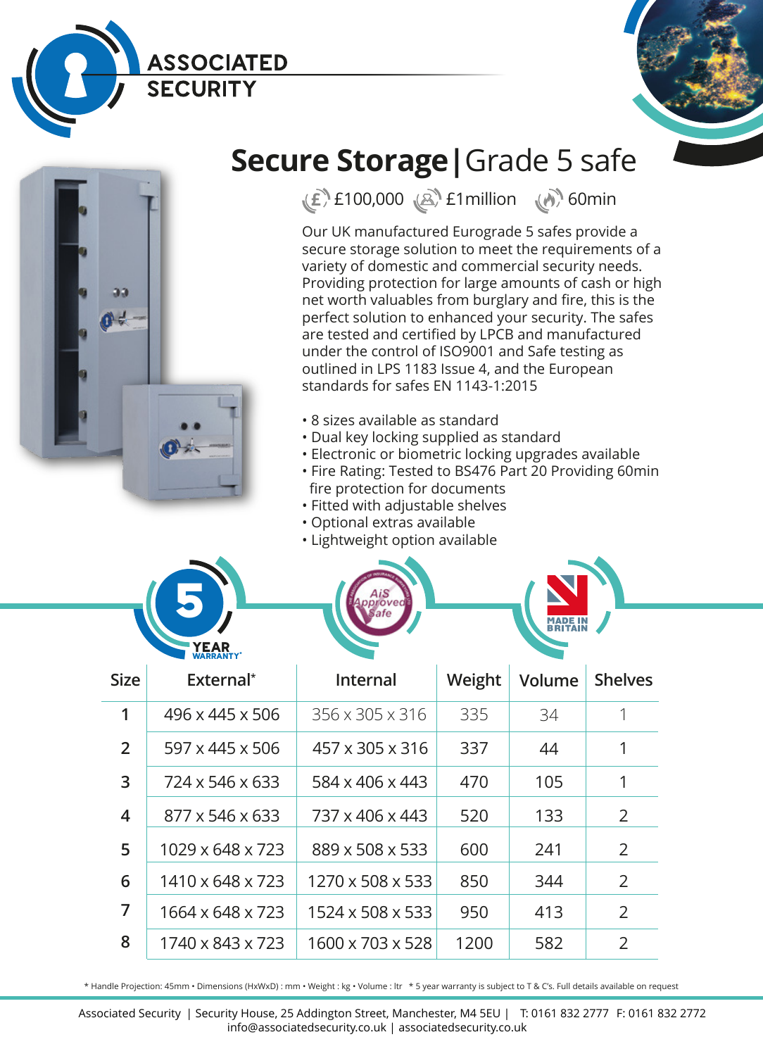ASSOCIATED SECURITY

# Secure Storage | Grade 5 safe

£100,000 £1million 60min

Our UK manufactured Eurograde 5 safes provide a secure storage solution to meet the requirements of a variety of domestic and commercial security needs. Providing protection for large amounts of cash or high net worth valuables from burglary and fire, this is the perfect solution to enhanced your security. The safes are tested and certified by LPCB and manufactured under the control of ISO9001 and Safe testing as outlined in LPS 1183 Issue 4, and the European standards for safes EN 1143-1:2015

- 8 sizes available as standard
- Dual key locking supplied as standard
- Electronic or biometric locking upgrades available
- Fire Rating: Tested to BS476 Part 20 Providing 60min fire protection for documents
- Fitted with adjustable shelves
- Optional extras available
- Lightweight option available

5 YEAR WARRANTY* | AiS Approved Safe | MADE IN BRITAIN

| Size | External* | Internal | Weight | Volume | Shelves |
|---|---|---|---|---|---|
| 1 | 496 x 445 x 506 | 356 x 305 x 316 | 335 | 34 | 1 |
| 2 | 597 x 445 x 506 | 457 x 305 x 316 | 337 | 44 | 1 |
| 3 | 724 x 546 x 633 | 584 x 406 x 443 | 470 | 105 | 1 |
| 4 | 877 x 546 x 633 | 737 x 406 x 443 | 520 | 133 | 2 |
| 5 | 1029 x 648 x 723 | 889 x 508 x 533 | 600 | 241 | 2 |
| 6 | 1410 x 648 x 723 | 1270 x 508 x 533 | 850 | 344 | 2 |
| 7 | 1664 x 648 x 723 | 1524 x 508 x 533 | 950 | 413 | 2 |
| 8 | 1740 x 843 x 723 | 1600 x 703 x 528 | 1200 | 582 | 2 |

* Handle Projection: 45mm • Dimensions (HxWxD) : mm • Weight : kg • Volume : ltr * 5 year warranty is subject to T & C's. Full details available on request

Associated Security | Security House, 25 Addington Street, Manchester, M4 5EU | T: 0161 832 2777 F: 0161 832 2772
info@associatedsecurity.co.uk | associatedsecurity.co.uk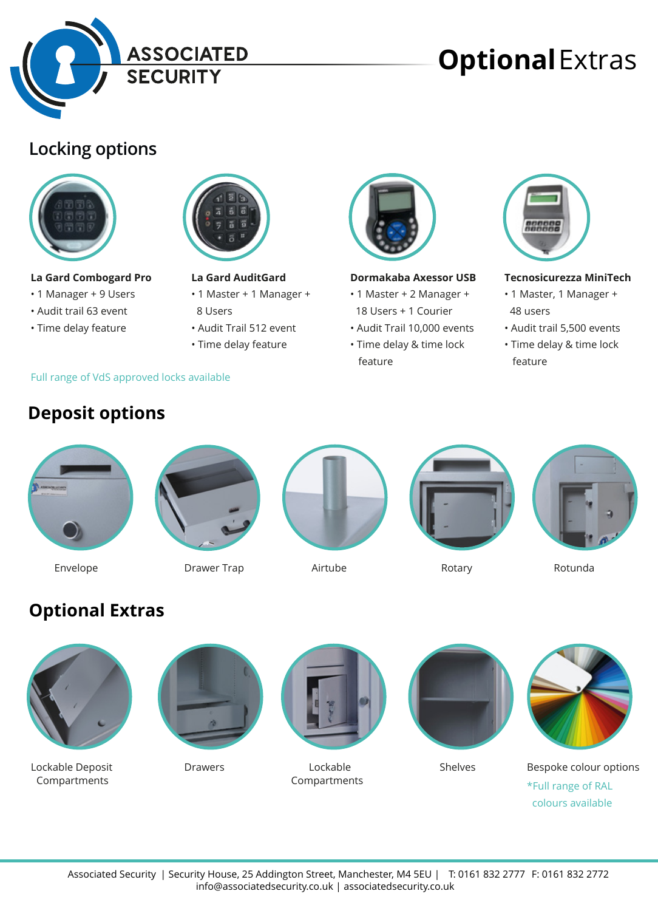ASSOCIATED SECURITY

# Optional Extras

## Locking options

**La Gard Combogard Pro**
- 1 Manager + 9 Users
- Audit trail 63 event
- Time delay feature

**La Gard AuditGard**
- 1 Master + 1 Manager + 8 Users
- Audit Trail 512 event
- Time delay feature

**Dormakaba Axessor USB**
- 1 Master + 2 Manager + 18 Users + 1 Courier
- Audit Trail 10,000 events
- Time delay & time lock feature

**Tecnosicurezza MiniTech**
- 1 Master, 1 Manager + 48 users
- Audit trail 5,500 events
- Time delay & time lock feature

Full range of VdS approved locks available

## Deposit options

Envelope

Drawer Trap

Airtube

Rotary

Rotunda

## Optional Extras

Lockable Deposit Compartments

Drawers

Lockable Compartments

Shelves

Bespoke colour options

*Full range of RAL colours available

Associated Security | Security House, 25 Addington Street, Manchester, M4 5EU | T: 0161 832 2777 F: 0161 832 2772
info@associatedsecurity.co.uk | associatedsecurity.co.uk